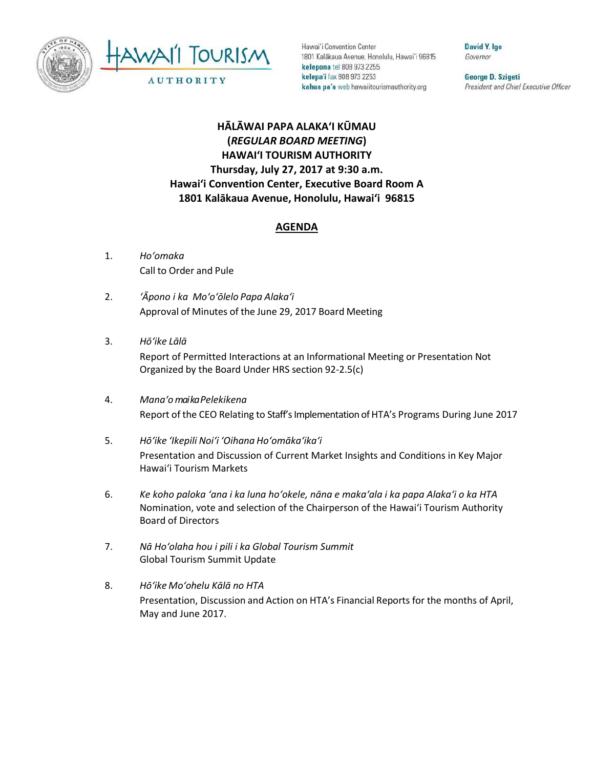Hawai'i Convention Center
1801 Kalākaua Avenue, Honolulu, Hawai'i 96815
**kelepona** tel 808 973 2255
**kelepa'i** fax 808 973 2253
**kahua pa'a** web hawaiitourismauthority.org

**David Y. Ige**
*Governor*

**George D. Szigeti**
*President and Chief Executive Officer*

# HĀLĀWAI PAPA ALAKAʻI KŪMAU
## (*REGULAR BOARD MEETING*)
## HAWAIʻI TOURISM AUTHORITY
### Thursday, July 27, 2017 at 9:30 a.m.
### Hawaiʻi Convention Center, Executive Board Room A
### 1801 Kalākaua Avenue, Honolulu, Hawaiʻi 96815

## AGENDA

1. *Hoʻomaka*
   Call to Order and Pule

2. *ʻĀpono i ka Moʻoʻōlelo Papa Alakaʻi*
   Approval of Minutes of the June 29, 2017 Board Meeting

3. *Hōʻike Lālā*
   Report of Permitted Interactions at an Informational Meeting or Presentation Not Organized by the Board Under HRS section 92-2.5(c)

4. *Manaʻo maika Pelekikena*
   Report of the CEO Relating to Staff's Implementation of HTA's Programs During June 2017

5. *Hōʻike ʻIkepili Noiʻi ʻOihana Hoʻomākaʻikaʻi*
   Presentation and Discussion of Current Market Insights and Conditions in Key Major Hawaiʻi Tourism Markets

6. *Ke koho paloka ʻana i ka luna hoʻokele, nāna e makaʻala i ka papa Alakaʻi o ka HTA*
   Nomination, vote and selection of the Chairperson of the Hawaiʻi Tourism Authority Board of Directors

7. *Nā Hoʻolaha hou i pili i ka Global Tourism Summit*
   Global Tourism Summit Update

8. *Hōʻike Moʻohelu Kālā no HTA*
   Presentation, Discussion and Action on HTA's Financial Reports for the months of April, May and June 2017.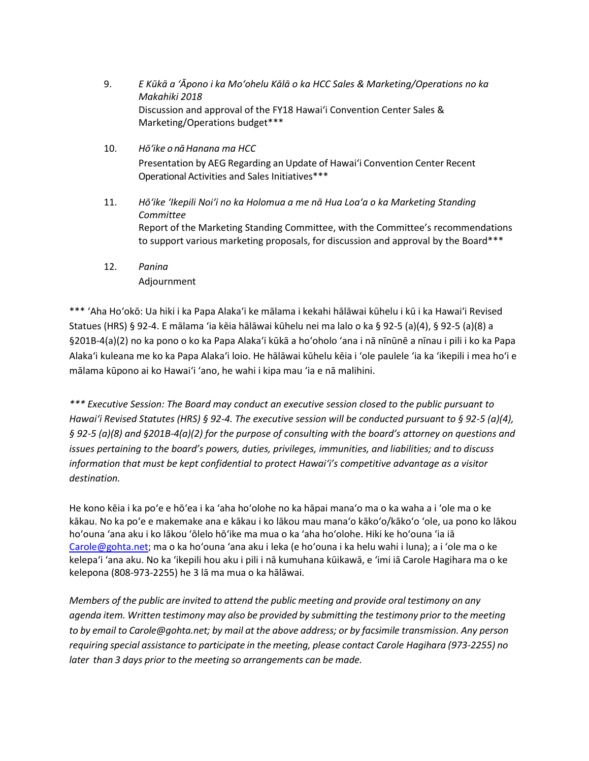9. *E Kūkā a ʻĀpono i ka Moʻohelu Kālā o ka HCC Sales & Marketing/Operations no ka Makahiki 2018*
   Discussion and approval of the FY18 Hawaiʻi Convention Center Sales & Marketing/Operations budget***

10. *Hōʻike o nā Hanana ma HCC*
    Presentation by AEG Regarding an Update of Hawaiʻi Convention Center Recent Operational Activities and Sales Initiatives***

11. *Hōʻike ʻIkepili Noiʻi no ka Holomua a me nā Hua Loaʻa o ka Marketing Standing Committee*
    Report of the Marketing Standing Committee, with the Committee's recommendations to support various marketing proposals, for discussion and approval by the Board***

12. *Panina*
    Adjournment

*** ʻAha Hoʻokō: Ua hiki i ka Papa Alakaʻi ke mālama i kekahi hālāwai kūhelu i kū i ka Hawaiʻi Revised Statues (HRS) § 92-4. E mālama ʻia kēia hālāwai kūhelu nei ma lalo o ka § 92-5 (a)(4), § 92-5 (a)(8) a §201B-4(a)(2) no ka pono o ko ka Papa Alakaʻi kūkā a hoʻoholo ʻana i nā nīnūnē a nīnau i pili i ko ka Papa Alakaʻi kuleana me ko ka Papa Alakaʻi loio. He hālāwai kūhelu kēia i ʻole paulele ʻia ka ʻikepili i mea hoʻi e mālama kūpono ai ko Hawaiʻi ʻano, he wahi i kipa mau ʻia e nā malihini.

*\*\*\* Executive Session: The Board may conduct an executive session closed to the public pursuant to Hawaiʻi Revised Statutes (HRS) § 92-4. The executive session will be conducted pursuant to § 92-5 (a)(4), § 92-5 (a)(8) and §201B-4(a)(2) for the purpose of consulting with the board's attorney on questions and issues pertaining to the board's powers, duties, privileges, immunities, and liabilities; and to discuss information that must be kept confidential to protect Hawaiʻi's competitive advantage as a visitor destination.*

He kono kēia i ka poʻe e hōʻea i ka ʻaha hoʻolohe no ka hāpai manaʻo ma o ka waha a i ʻole ma o ke kākau. No ka poʻe e makemake ana e kākau i ko lākou mau manaʻo kākoʻo/kākoʻo ʻole, ua pono ko lākou hoʻouna ʻana aku i ko lākou ʻōlelo hōʻike ma mua o ka ʻaha hoʻolohe. Hiki ke hoʻouna ʻia iā Carole@gohta.net; ma o ka hoʻouna ʻana aku i leka (e hoʻouna i ka helu wahi i luna); a i ʻole ma o ke kelepaʻi ʻana aku. No ka ʻikepili hou aku i pili i nā kumuhana kūikawā, e ʻimi iā Carole Hagihara ma o ke kelepona (808-973-2255) he 3 lā ma mua o ka hālāwai.

*Members of the public are invited to attend the public meeting and provide oral testimony on any agenda item. Written testimony may also be provided by submitting the testimony prior to the meeting to by email to Carole@gohta.net; by mail at the above address; or by facsimile transmission. Any person requiring special assistance to participate in the meeting, please contact Carole Hagihara (973-2255) no later than 3 days prior to the meeting so arrangements can be made.*